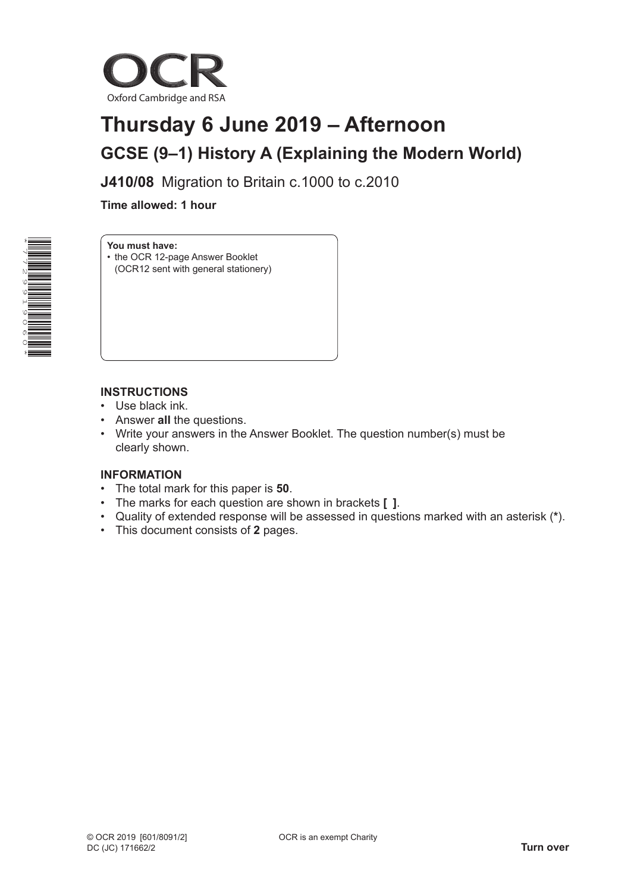OCR

Oxford Cambridge and RSA

# Thursday 6 June 2019 – Afternoon

## GCSE (9–1) History A (Explaining the Modern World)

**J410/08** Migration to Britain c.1000 to c.2010

**Time allowed: 1 hour**

**You must have:**
- the OCR 12-page Answer Booklet (OCR12 sent with general stationery)

### INSTRUCTIONS

- Use black ink.
- Answer **all** the questions.
- Write your answers in the Answer Booklet. The question number(s) must be clearly shown.

### INFORMATION

- The total mark for this paper is **50**.
- The marks for each question are shown in brackets **[ ]**.
- Quality of extended response will be assessed in questions marked with an asterisk (*).
- This document consists of **2** pages.

© OCR 2019 [601/8091/2]
DC (JC) 171662/2

OCR is an exempt Charity

**Turn over**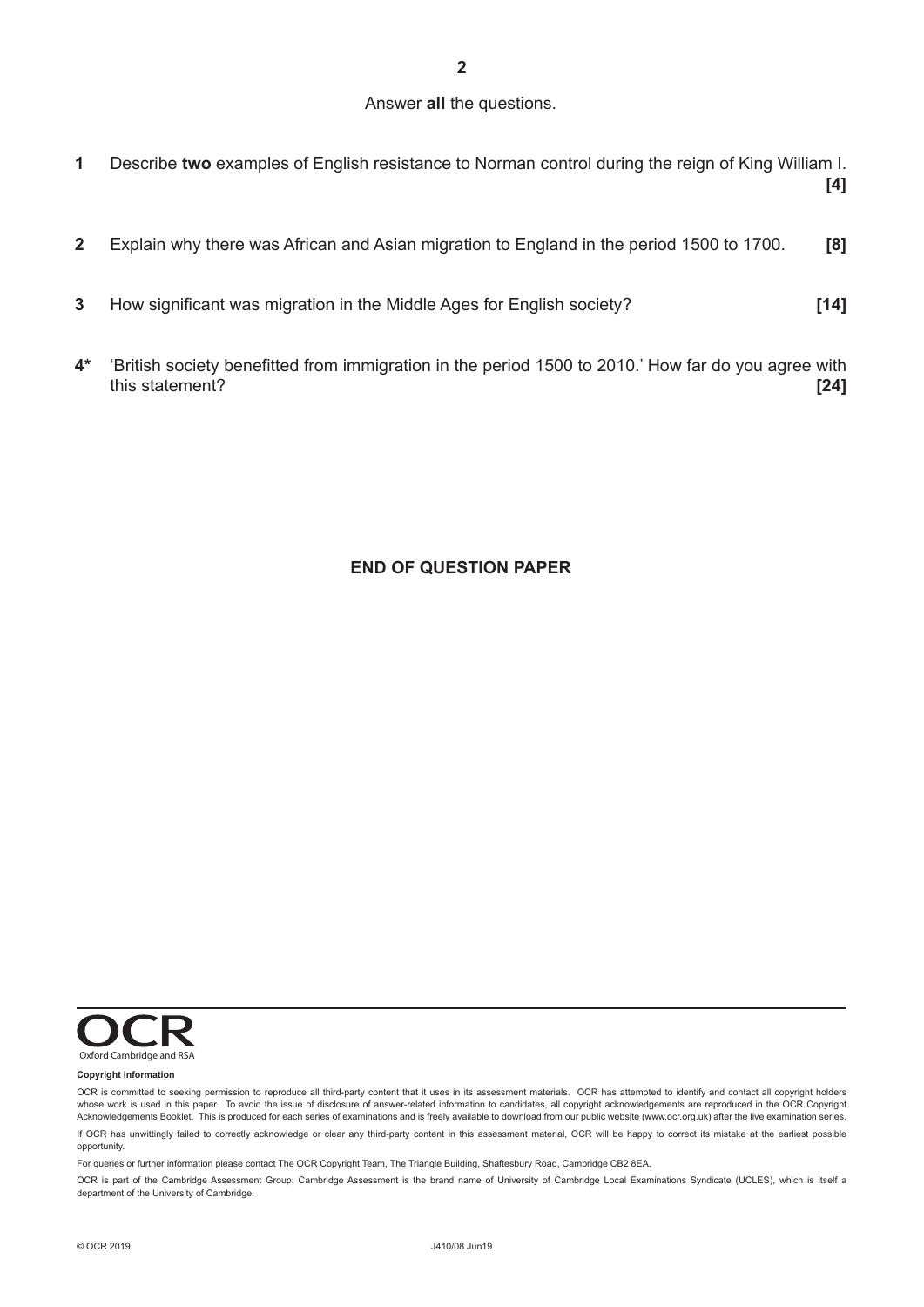Answer **all** the questions.

**1** Describe **two** examples of English resistance to Norman control during the reign of King William I. **[4]**

**2** Explain why there was African and Asian migration to England in the period 1500 to 1700. **[8]**

**3** How significant was migration in the Middle Ages for English society? **[14]**

**4*** 'British society benefitted from immigration in the period 1500 to 2010.' How far do you agree with this statement? **[24]**

**END OF QUESTION PAPER**

OCR
Oxford Cambridge and RSA

**Copyright Information**

OCR is committed to seeking permission to reproduce all third-party content that it uses in its assessment materials. OCR has attempted to identify and contact all copyright holders whose work is used in this paper. To avoid the issue of disclosure of answer-related information to candidates, all copyright acknowledgements are reproduced in the OCR Copyright Acknowledgements Booklet. This is produced for each series of examinations and is freely available to download from our public website (www.ocr.org.uk) after the live examination series.

If OCR has unwittingly failed to correctly acknowledge or clear any third-party content in this assessment material, OCR will be happy to correct its mistake at the earliest possible opportunity.

For queries or further information please contact The OCR Copyright Team, The Triangle Building, Shaftesbury Road, Cambridge CB2 8EA.

OCR is part of the Cambridge Assessment Group; Cambridge Assessment is the brand name of University of Cambridge Local Examinations Syndicate (UCLES), which is itself a department of the University of Cambridge.

© OCR 2019 J410/08 Jun19